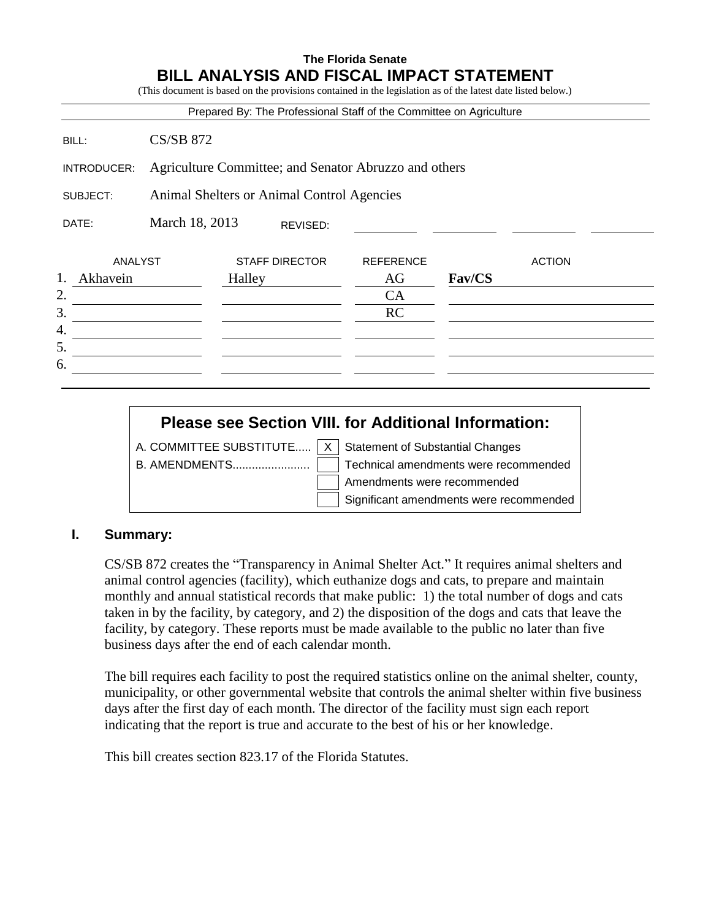**The Florida Senate**

# BILL ANALYSIS AND FISCAL IMPACT STATEMENT

(This document is based on the provisions contained in the legislation as of the latest date listed below.)

Prepared By: The Professional Staff of the Committee on Agriculture

BILL: CS/SB 872

INTRODUCER: Agriculture Committee; and Senator Abruzzo and others

SUBJECT: Animal Shelters or Animal Control Agencies

DATE: March 18, 2013 REVISED:

| | ANALYST | STAFF DIRECTOR | REFERENCE | ACTION |
|---|---|---|---|---|
| 1. | Akhavein | Halley | AG | **Fav/CS** |
| 2. | | | CA | |
| 3. | | | RC | |
| 4. | | | | |
| 5. | | | | |
| 6. | | | | |

**Please see Section VIII. for Additional Information:**

A. COMMITTEE SUBSTITUTE..... [X] Statement of Substantial Changes

B. AMENDMENTS........................ [ ] Technical amendments were recommended

[ ] Amendments were recommended

[ ] Significant amendments were recommended

## I. Summary:

CS/SB 872 creates the "Transparency in Animal Shelter Act." It requires animal shelters and animal control agencies (facility), which euthanize dogs and cats, to prepare and maintain monthly and annual statistical records that make public: 1) the total number of dogs and cats taken in by the facility, by category, and 2) the disposition of the dogs and cats that leave the facility, by category. These reports must be made available to the public no later than five business days after the end of each calendar month.

The bill requires each facility to post the required statistics online on the animal shelter, county, municipality, or other governmental website that controls the animal shelter within five business days after the first day of each month. The director of the facility must sign each report indicating that the report is true and accurate to the best of his or her knowledge.

This bill creates section 823.17 of the Florida Statutes.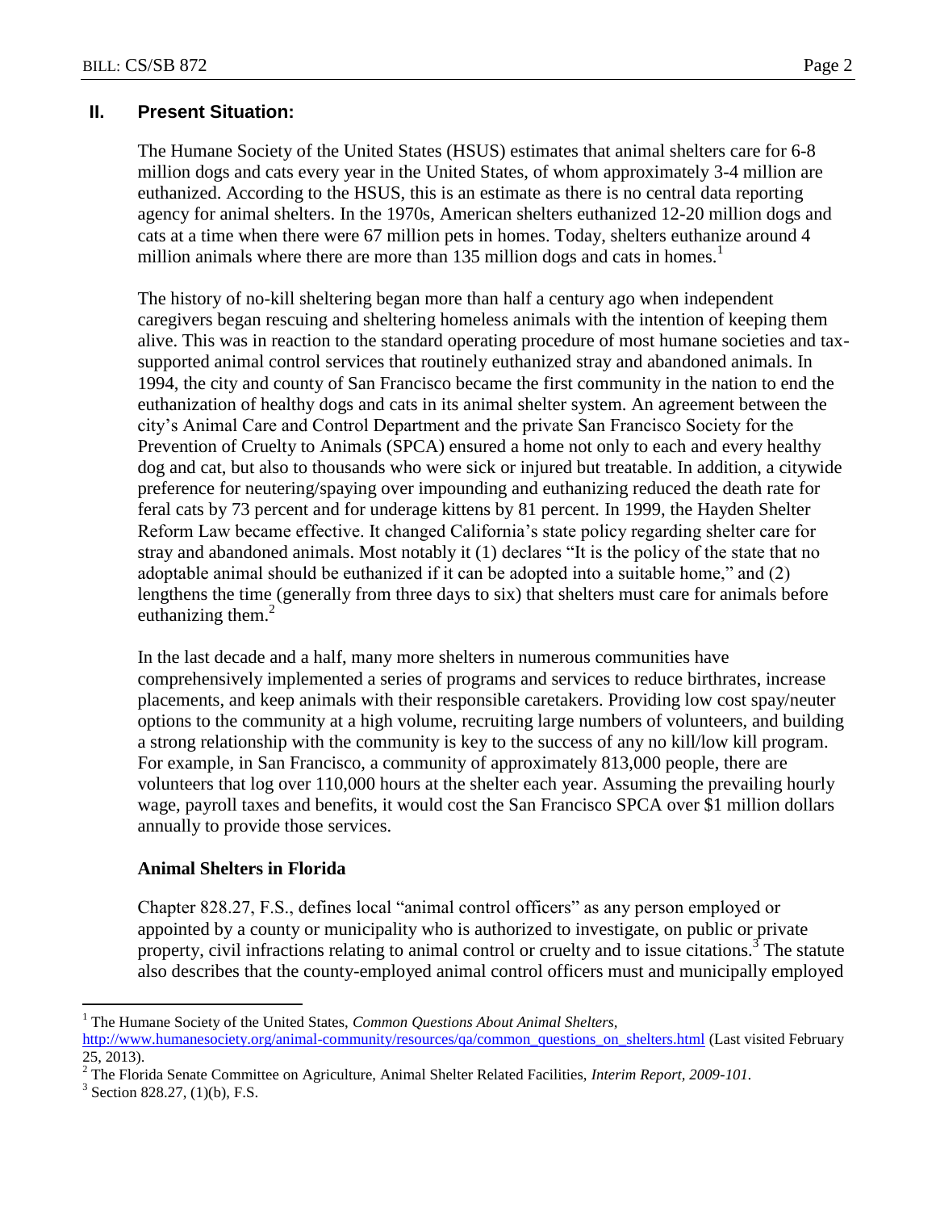## II. Present Situation:

The Humane Society of the United States (HSUS) estimates that animal shelters care for 6-8 million dogs and cats every year in the United States, of whom approximately 3-4 million are euthanized. According to the HSUS, this is an estimate as there is no central data reporting agency for animal shelters. In the 1970s, American shelters euthanized 12-20 million dogs and cats at a time when there were 67 million pets in homes. Today, shelters euthanize around 4 million animals where there are more than 135 million dogs and cats in homes.[1]

The history of no-kill sheltering began more than half a century ago when independent caregivers began rescuing and sheltering homeless animals with the intention of keeping them alive. This was in reaction to the standard operating procedure of most humane societies and tax-supported animal control services that routinely euthanized stray and abandoned animals. In 1994, the city and county of San Francisco became the first community in the nation to end the euthanization of healthy dogs and cats in its animal shelter system. An agreement between the city's Animal Care and Control Department and the private San Francisco Society for the Prevention of Cruelty to Animals (SPCA) ensured a home not only to each and every healthy dog and cat, but also to thousands who were sick or injured but treatable. In addition, a citywide preference for neutering/spaying over impounding and euthanizing reduced the death rate for feral cats by 73 percent and for underage kittens by 81 percent. In 1999, the Hayden Shelter Reform Law became effective. It changed California's state policy regarding shelter care for stray and abandoned animals. Most notably it (1) declares "It is the policy of the state that no adoptable animal should be euthanized if it can be adopted into a suitable home," and (2) lengthens the time (generally from three days to six) that shelters must care for animals before euthanizing them.[2]

In the last decade and a half, many more shelters in numerous communities have comprehensively implemented a series of programs and services to reduce birthrates, increase placements, and keep animals with their responsible caretakers. Providing low cost spay/neuter options to the community at a high volume, recruiting large numbers of volunteers, and building a strong relationship with the community is key to the success of any no kill/low kill program. For example, in San Francisco, a community of approximately 813,000 people, there are volunteers that log over 110,000 hours at the shelter each year. Assuming the prevailing hourly wage, payroll taxes and benefits, it would cost the San Francisco SPCA over $1 million dollars annually to provide those services.

### Animal Shelters in Florida

Chapter 828.27, F.S., defines local "animal control officers" as any person employed or appointed by a county or municipality who is authorized to investigate, on public or private property, civil infractions relating to animal control or cruelty and to issue citations.[3] The statute also describes that the county-employed animal control officers must and municipally employed

---

[1] The Humane Society of the United States, *Common Questions About Animal Shelters,* http://www.humanesociety.org/animal-community/resources/qa/common_questions_on_shelters.html (Last visited February 25, 2013).

[2] The Florida Senate Committee on Agriculture, Animal Shelter Related Facilities, *Interim Report, 2009-101.*

[3] Section 828.27, (1)(b), F.S.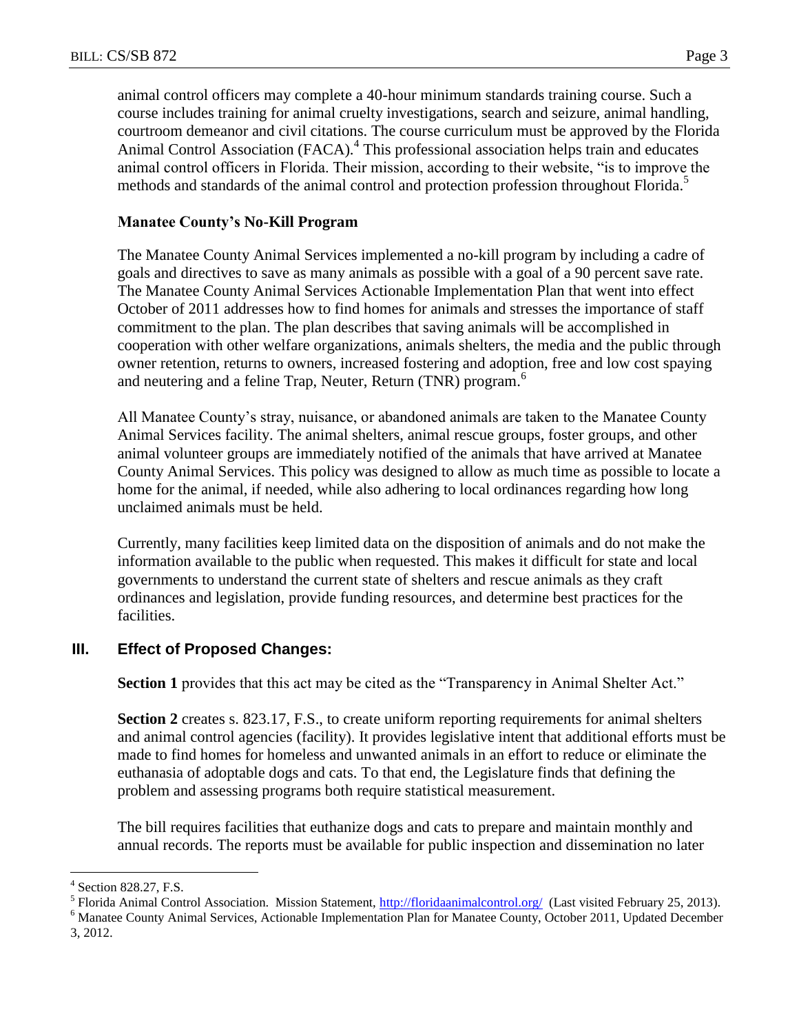animal control officers may complete a 40-hour minimum standards training course. Such a course includes training for animal cruelty investigations, search and seizure, animal handling, courtroom demeanor and civil citations. The course curriculum must be approved by the Florida Animal Control Association (FACA).[4] This professional association helps train and educates animal control officers in Florida. Their mission, according to their website, "is to improve the methods and standards of the animal control and protection profession throughout Florida.[5]

**Manatee County's No-Kill Program**

The Manatee County Animal Services implemented a no-kill program by including a cadre of goals and directives to save as many animals as possible with a goal of a 90 percent save rate. The Manatee County Animal Services Actionable Implementation Plan that went into effect October of 2011 addresses how to find homes for animals and stresses the importance of staff commitment to the plan. The plan describes that saving animals will be accomplished in cooperation with other welfare organizations, animals shelters, the media and the public through owner retention, returns to owners, increased fostering and adoption, free and low cost spaying and neutering and a feline Trap, Neuter, Return (TNR) program.[6]

All Manatee County's stray, nuisance, or abandoned animals are taken to the Manatee County Animal Services facility. The animal shelters, animal rescue groups, foster groups, and other animal volunteer groups are immediately notified of the animals that have arrived at Manatee County Animal Services. This policy was designed to allow as much time as possible to locate a home for the animal, if needed, while also adhering to local ordinances regarding how long unclaimed animals must be held.

Currently, many facilities keep limited data on the disposition of animals and do not make the information available to the public when requested. This makes it difficult for state and local governments to understand the current state of shelters and rescue animals as they craft ordinances and legislation, provide funding resources, and determine best practices for the facilities.

## III. Effect of Proposed Changes:

**Section 1** provides that this act may be cited as the "Transparency in Animal Shelter Act."

**Section 2** creates s. 823.17, F.S., to create uniform reporting requirements for animal shelters and animal control agencies (facility). It provides legislative intent that additional efforts must be made to find homes for homeless and unwanted animals in an effort to reduce or eliminate the euthanasia of adoptable dogs and cats. To that end, the Legislature finds that defining the problem and assessing programs both require statistical measurement.

The bill requires facilities that euthanize dogs and cats to prepare and maintain monthly and annual records. The reports must be available for public inspection and dissemination no later

---

[4] Section 828.27, F.S.

[5] Florida Animal Control Association. Mission Statement, http://floridaanimalcontrol.org/ (Last visited February 25, 2013).

[6] Manatee County Animal Services, Actionable Implementation Plan for Manatee County, October 2011, Updated December 3, 2012.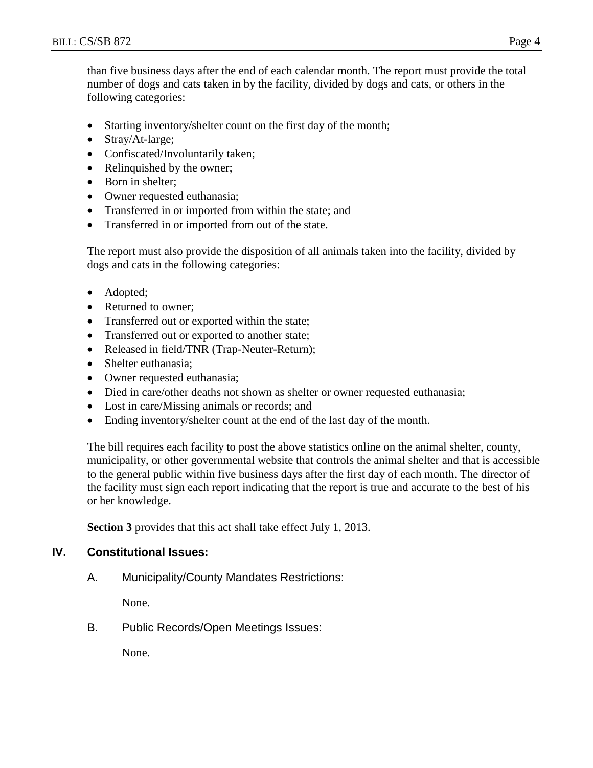than five business days after the end of each calendar month. The report must provide the total number of dogs and cats taken in by the facility, divided by dogs and cats, or others in the following categories:

- Starting inventory/shelter count on the first day of the month;
- Stray/At-large;
- Confiscated/Involuntarily taken;
- Relinquished by the owner;
- Born in shelter;
- Owner requested euthanasia;
- Transferred in or imported from within the state; and
- Transferred in or imported from out of the state.

The report must also provide the disposition of all animals taken into the facility, divided by dogs and cats in the following categories:

- Adopted;
- Returned to owner;
- Transferred out or exported within the state;
- Transferred out or exported to another state;
- Released in field/TNR (Trap-Neuter-Return);
- Shelter euthanasia;
- Owner requested euthanasia;
- Died in care/other deaths not shown as shelter or owner requested euthanasia;
- Lost in care/Missing animals or records; and
- Ending inventory/shelter count at the end of the last day of the month.

The bill requires each facility to post the above statistics online on the animal shelter, county, municipality, or other governmental website that controls the animal shelter and that is accessible to the general public within five business days after the first day of each month. The director of the facility must sign each report indicating that the report is true and accurate to the best of his or her knowledge.

**Section 3** provides that this act shall take effect July 1, 2013.

## IV. Constitutional Issues:

### A. Municipality/County Mandates Restrictions:

None.

### B. Public Records/Open Meetings Issues:

None.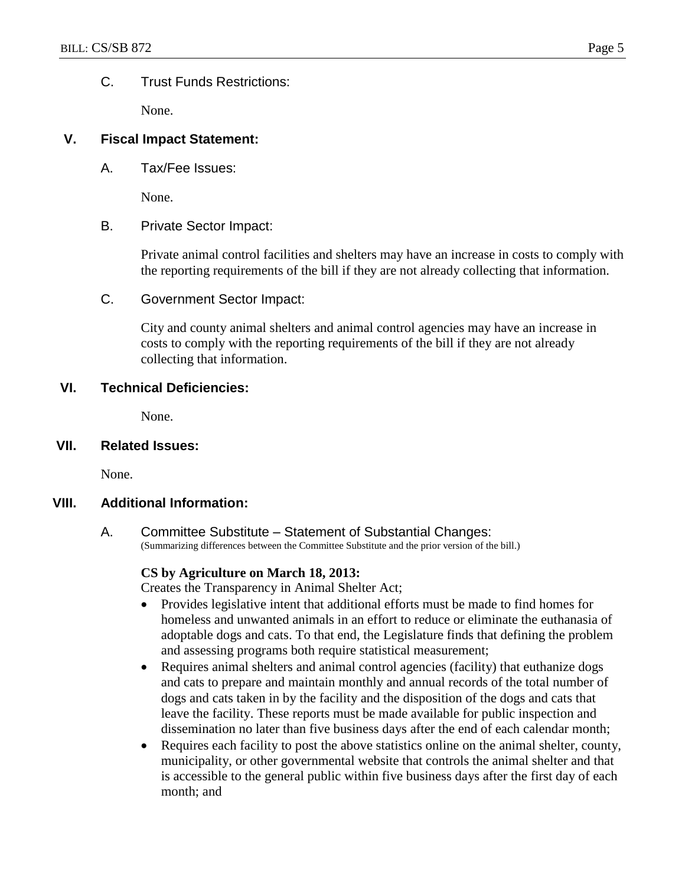C. Trust Funds Restrictions:

None.

## V. Fiscal Impact Statement:

A. Tax/Fee Issues:

None.

B. Private Sector Impact:

Private animal control facilities and shelters may have an increase in costs to comply with the reporting requirements of the bill if they are not already collecting that information.

C. Government Sector Impact:

City and county animal shelters and animal control agencies may have an increase in costs to comply with the reporting requirements of the bill if they are not already collecting that information.

## VI. Technical Deficiencies:

None.

## VII. Related Issues:

None.

## VIII. Additional Information:

A. Committee Substitute – Statement of Substantial Changes:
(Summarizing differences between the Committee Substitute and the prior version of the bill.)

**CS by Agriculture on March 18, 2013:**
Creates the Transparency in Animal Shelter Act;

- Provides legislative intent that additional efforts must be made to find homes for homeless and unwanted animals in an effort to reduce or eliminate the euthanasia of adoptable dogs and cats. To that end, the Legislature finds that defining the problem and assessing programs both require statistical measurement;
- Requires animal shelters and animal control agencies (facility) that euthanize dogs and cats to prepare and maintain monthly and annual records of the total number of dogs and cats taken in by the facility and the disposition of the dogs and cats that leave the facility. These reports must be made available for public inspection and dissemination no later than five business days after the end of each calendar month;
- Requires each facility to post the above statistics online on the animal shelter, county, municipality, or other governmental website that controls the animal shelter and that is accessible to the general public within five business days after the first day of each month; and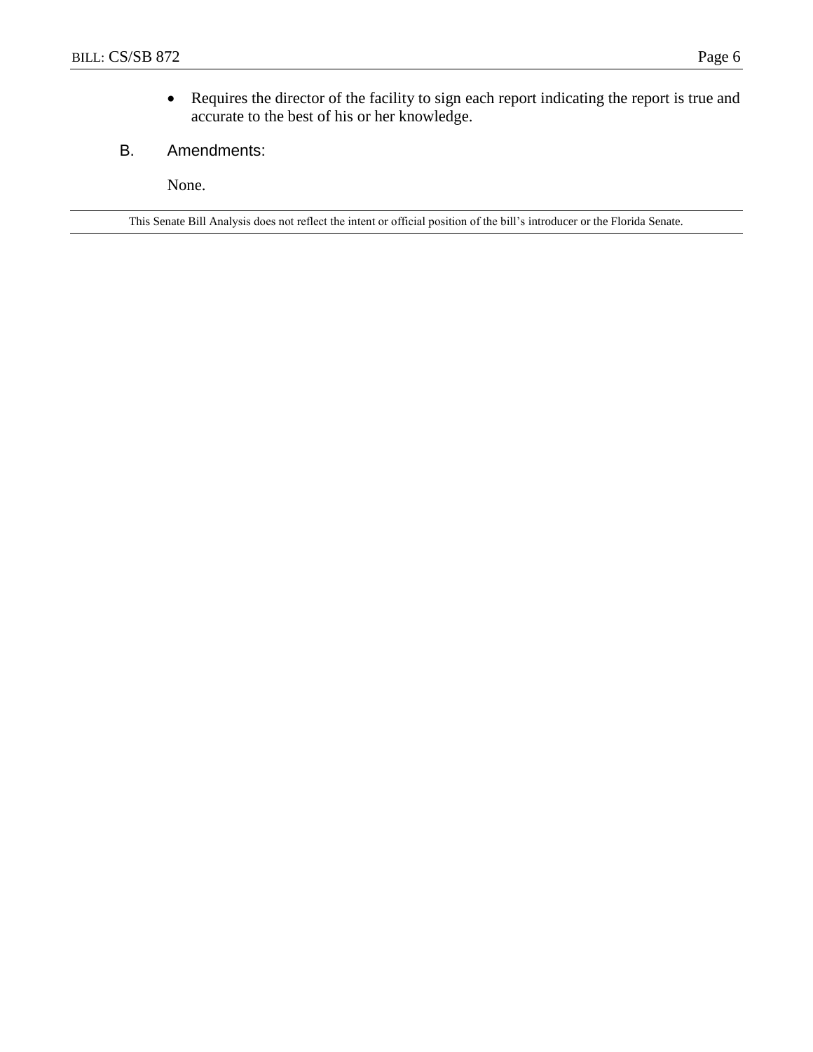- Requires the director of the facility to sign each report indicating the report is true and accurate to the best of his or her knowledge.

B. Amendments:

None.

This Senate Bill Analysis does not reflect the intent or official position of the bill's introducer or the Florida Senate.